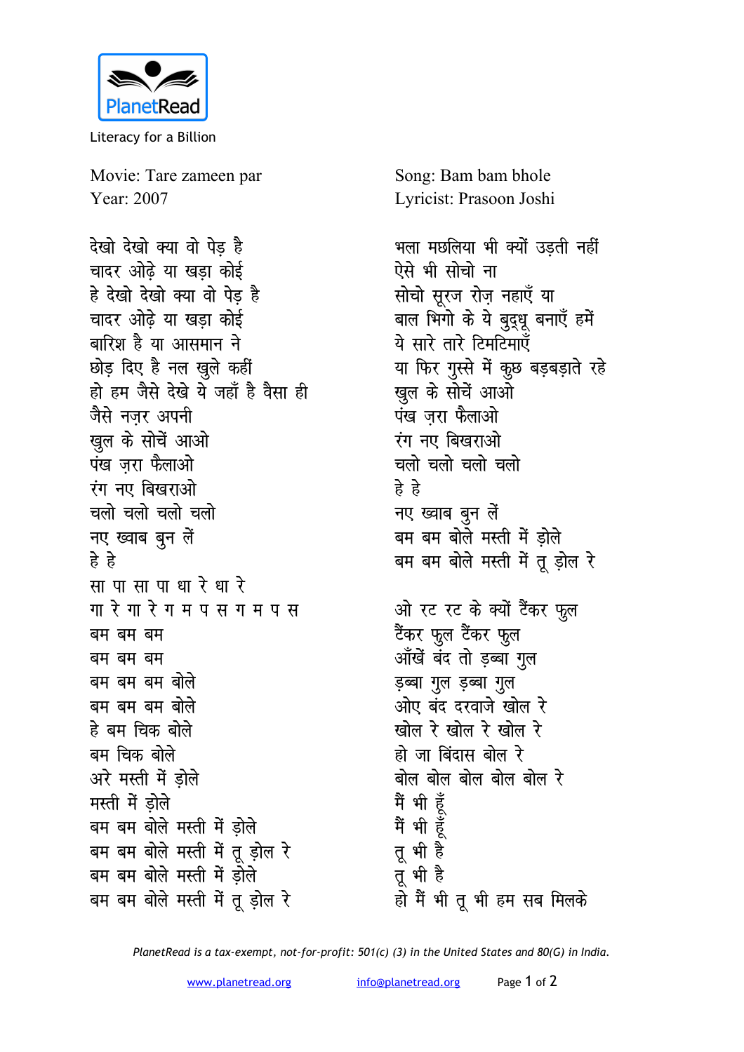PlanetRead

Literacy for a Billion

Movie: Tare zameen par
Year: 2007

Song: Bam bam bhole
Lyricist: Prasoon Joshi

देखो देखो क्या वो पेड़ है
चादर ओढ़े या खड़ा कोई
हे देखो देखो क्या वो पेड़ है
चादर ओढ़े या खड़ा कोई
बारिश है या आसमान ने
छोड़ दिए है नल खुले कहीं
हो हम जैसे देखे ये जहाँ है वैसा ही
जैसे नज़र अपनी
खुल के सोचें आओ
पंख ज़रा फैलाओ
रंग नए बिखराओ
चलो चलो चलो चलो
नए ख्वाब बुन लें
हे हे
सा पा सा पा धा रे धा रे
गा रे गा रे ग म प स ग म प स
बम बम बम
बम बम बम
बम बम बम बोले
बम बम बम बोले
हे बम चिक बोले
बम चिक बोले
अरे मस्ती में ड़ोले
मस्ती में ड़ोले
बम बम बोले मस्ती में ड़ोले
बम बम बोले मस्ती में तू ड़ोल रे
बम बम बोले मस्ती में ड़ोले
बम बम बोले मस्ती में तू ड़ोल रे

भला मछलिया भी क्यों उड़ती नहीं
ऐसे भी सोचो ना
सोचो सूरज रोज़ नहाएँ या
बाल भिगो के ये बुद्धू बनाएँ हमें
ये सारे तारे टिमटिमाएँ
या फिर गुस्से में कुछ बड़बड़ाते रहे
खुल के सोचें आओ
पंख ज़रा फैलाओ
रंग नए बिखराओ
चलो चलो चलो चलो
हे हे
नए ख्वाब बुन लें
बम बम बोले मस्ती में ड़ोले
बम बम बोले मस्ती में तू ड़ोल रे

ओ रट रट के क्यों टैंकर फुल
टैंकर फुल टैंकर फुल
आँखें बंद तो ड़ब्बा गुल
ड़ब्बा गुल ड़ब्बा गुल
ओए बंद दरवाजे खोल रे
खोल रे खोल रे खोल रे
हो जा बिंदास बोल रे
बोल बोल बोल बोल बोल रे
मैं भी हूँ
मैं भी हूँ
तू भी है
तू भी है
हो मैं भी तू भी हम सब मिलके

*PlanetRead is a tax-exempt, not-for-profit: 501(c) (3) in the United States and 80(G) in India.*

www.planetread.org info@planetread.org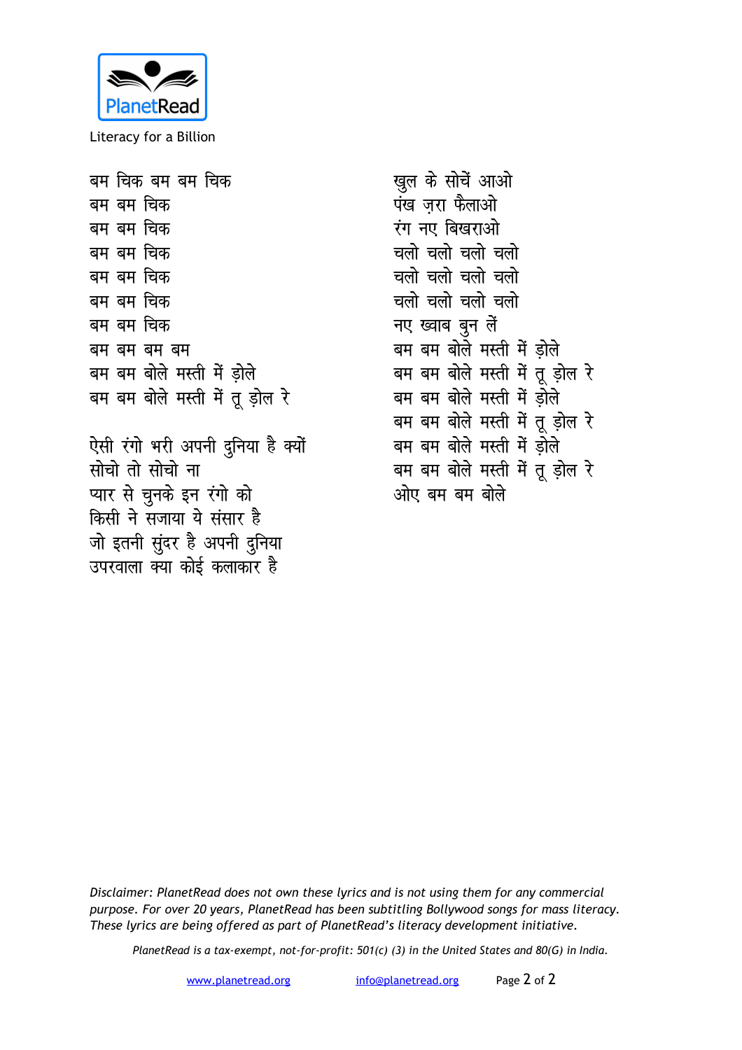Literacy for a Billion

बम चिक बम बम चिक
बम बम चिक
बम बम चिक
बम बम चिक
बम बम चिक
बम बम चिक
बम बम चिक
बम बम बम बम
बम बम बोले मस्ती में ड़ोले
बम बम बोले मस्ती में तू ड़ोल रे

ऐसी रंगो भरी अपनी दुनिया है क्यों
सोचो तो सोचो ना
प्यार से चुनके इन रंगो को
किसी ने सजाया ये संसार है
जो इतनी सुंदर है अपनी दुनिया
उपरवाला क्या कोई कलाकार है

खुल के सोचें आओ
पंख ज़रा फैलाओ
रंग नए बिखराओ
चलो चलो चलो चलो
चलो चलो चलो चलो
चलो चलो चलो चलो
नए ख्वाब बुन लें
बम बम बोले मस्ती में ड़ोले
बम बम बोले मस्ती में तू ड़ोल रे
बम बम बोले मस्ती में ड़ोले
बम बम बोले मस्ती में तू ड़ोल रे
बम बम बोले मस्ती में ड़ोले
बम बम बोले मस्ती में तू ड़ोल रे
ओए बम बम बोले

*Disclaimer: PlanetRead does not own these lyrics and is not using them for any commercial purpose. For over 20 years, PlanetRead has been subtitling Bollywood songs for mass literacy. These lyrics are being offered as part of PlanetRead's literacy development initiative.*

*PlanetRead is a tax-exempt, not-for-profit: 501(c) (3) in the United States and 80(G) in India.*

www.planetread.org info@planetread.org